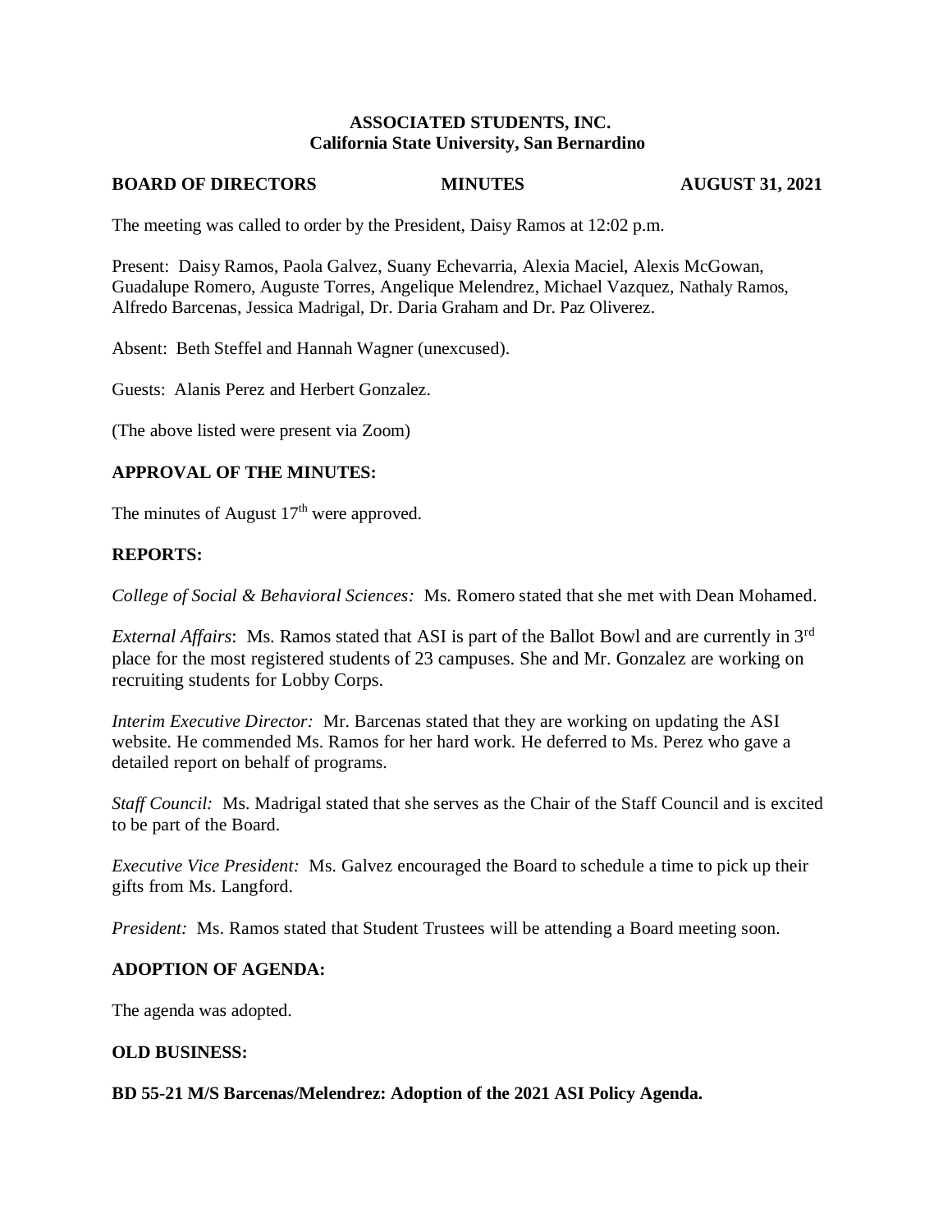**ASSOCIATED STUDENTS, INC.**
**California State University, San Bernardino**

**BOARD OF DIRECTORS MINUTES AUGUST 31, 2021**

The meeting was called to order by the President, Daisy Ramos at 12:02 p.m.

Present: Daisy Ramos, Paola Galvez, Suany Echevarria, Alexia Maciel, Alexis McGowan, Guadalupe Romero, Auguste Torres, Angelique Melendrez, Michael Vazquez, Nathaly Ramos, Alfredo Barcenas, Jessica Madrigal, Dr. Daria Graham and Dr. Paz Oliverez.

Absent: Beth Steffel and Hannah Wagner (unexcused).

Guests: Alanis Perez and Herbert Gonzalez.

(The above listed were present via Zoom)

**APPROVAL OF THE MINUTES:**

The minutes of August 17th were approved.

**REPORTS:**

*College of Social & Behavioral Sciences:* Ms. Romero stated that she met with Dean Mohamed.

*External Affairs*: Ms. Ramos stated that ASI is part of the Ballot Bowl and are currently in 3rd place for the most registered students of 23 campuses. She and Mr. Gonzalez are working on recruiting students for Lobby Corps.

*Interim Executive Director:* Mr. Barcenas stated that they are working on updating the ASI website. He commended Ms. Ramos for her hard work. He deferred to Ms. Perez who gave a detailed report on behalf of programs.

*Staff Council:* Ms. Madrigal stated that she serves as the Chair of the Staff Council and is excited to be part of the Board.

*Executive Vice President:* Ms. Galvez encouraged the Board to schedule a time to pick up their gifts from Ms. Langford.

*President:* Ms. Ramos stated that Student Trustees will be attending a Board meeting soon.

**ADOPTION OF AGENDA:**

The agenda was adopted.

**OLD BUSINESS:**

**BD 55-21 M/S Barcenas/Melendrez: Adoption of the 2021 ASI Policy Agenda.**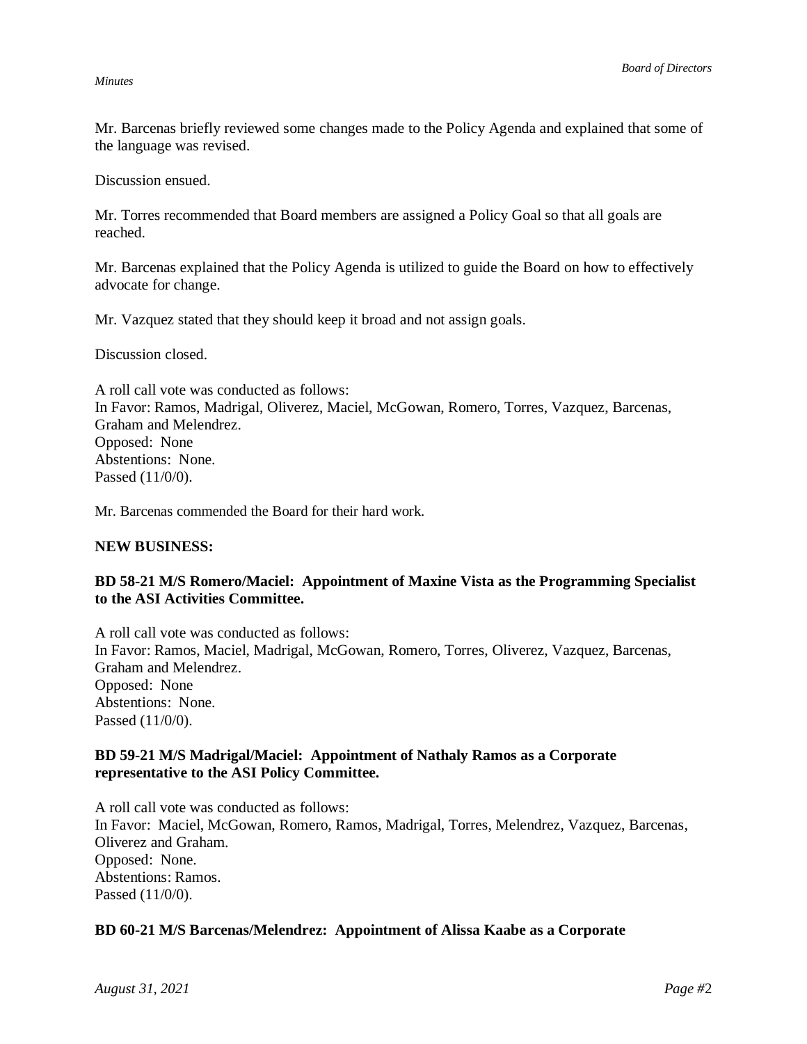Mr. Barcenas briefly reviewed some changes made to the Policy Agenda and explained that some of the language was revised.

Discussion ensued.

Mr. Torres recommended that Board members are assigned a Policy Goal so that all goals are reached.

Mr. Barcenas explained that the Policy Agenda is utilized to guide the Board on how to effectively advocate for change.

Mr. Vazquez stated that they should keep it broad and not assign goals.

Discussion closed.

A roll call vote was conducted as follows:
In Favor: Ramos, Madrigal, Oliverez, Maciel, McGowan, Romero, Torres, Vazquez, Barcenas, Graham and Melendrez.
Opposed: None
Abstentions: None.
Passed (11/0/0).

Mr. Barcenas commended the Board for their hard work.

**NEW BUSINESS:**

**BD 58-21 M/S Romero/Maciel: Appointment of Maxine Vista as the Programming Specialist to the ASI Activities Committee.**

A roll call vote was conducted as follows:
In Favor: Ramos, Maciel, Madrigal, McGowan, Romero, Torres, Oliverez, Vazquez, Barcenas, Graham and Melendrez.
Opposed: None
Abstentions: None.
Passed (11/0/0).

**BD 59-21 M/S Madrigal/Maciel: Appointment of Nathaly Ramos as a Corporate representative to the ASI Policy Committee.**

A roll call vote was conducted as follows:
In Favor: Maciel, McGowan, Romero, Ramos, Madrigal, Torres, Melendrez, Vazquez, Barcenas, Oliverez and Graham.
Opposed: None.
Abstentions: Ramos.
Passed (11/0/0).

**BD 60-21 M/S Barcenas/Melendrez: Appointment of Alissa Kaabe as a Corporate**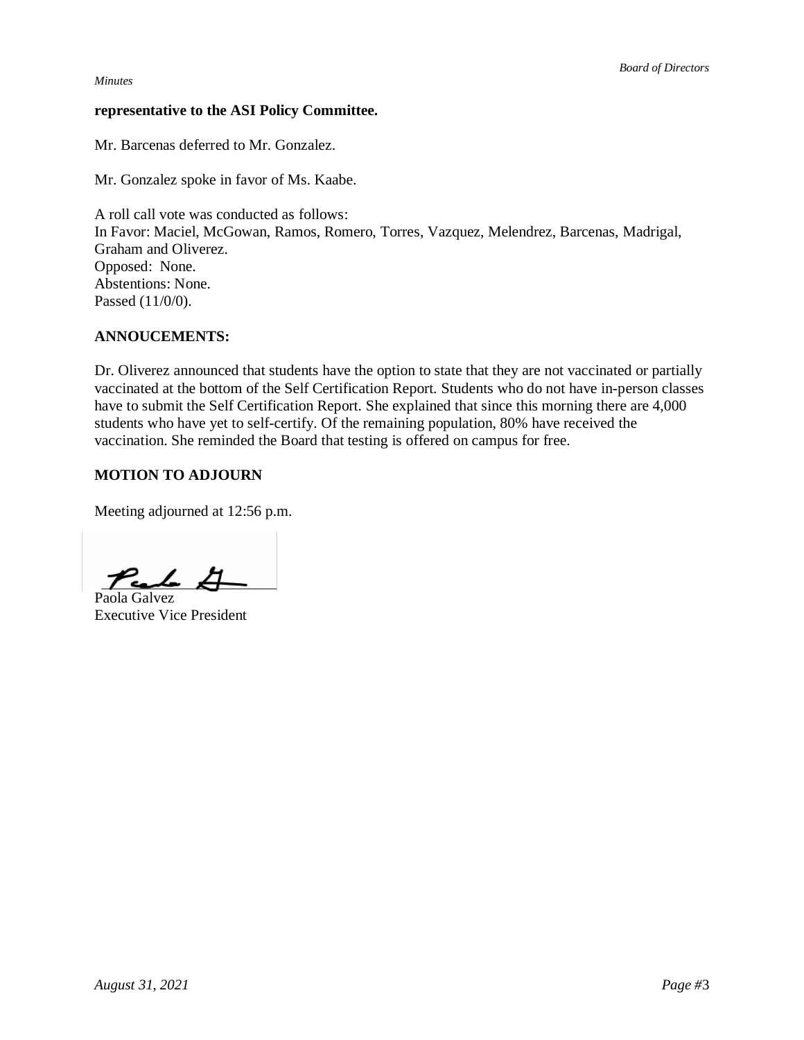**representative to the ASI Policy Committee.**

Mr. Barcenas deferred to Mr. Gonzalez.

Mr. Gonzalez spoke in favor of Ms. Kaabe.

A roll call vote was conducted as follows:
In Favor: Maciel, McGowan, Ramos, Romero, Torres, Vazquez, Melendrez, Barcenas, Madrigal, Graham and Oliverez.
Opposed: None.
Abstentions: None.
Passed (11/0/0).

**ANNOUCEMENTS:**

Dr. Oliverez announced that students have the option to state that they are not vaccinated or partially vaccinated at the bottom of the Self Certification Report. Students who do not have in-person classes have to submit the Self Certification Report. She explained that since this morning there are 4,000 students who have yet to self-certify. Of the remaining population, 80% have received the vaccination. She reminded the Board that testing is offered on campus for free.

**MOTION TO ADJOURN**

Meeting adjourned at 12:56 p.m.

Paola Galvez
Executive Vice President